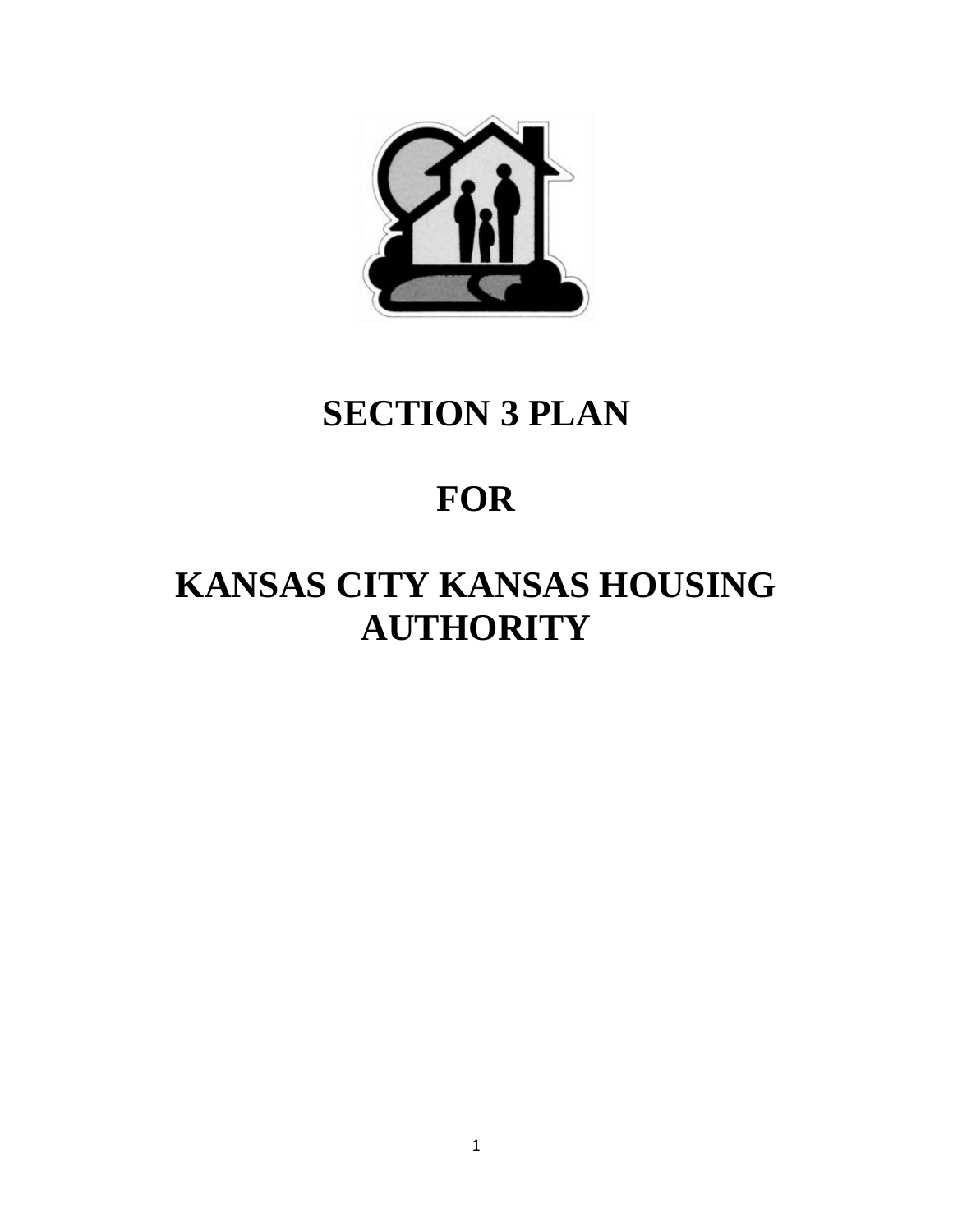# SECTION 3 PLAN

# FOR

# KANSAS CITY KANSAS HOUSING AUTHORITY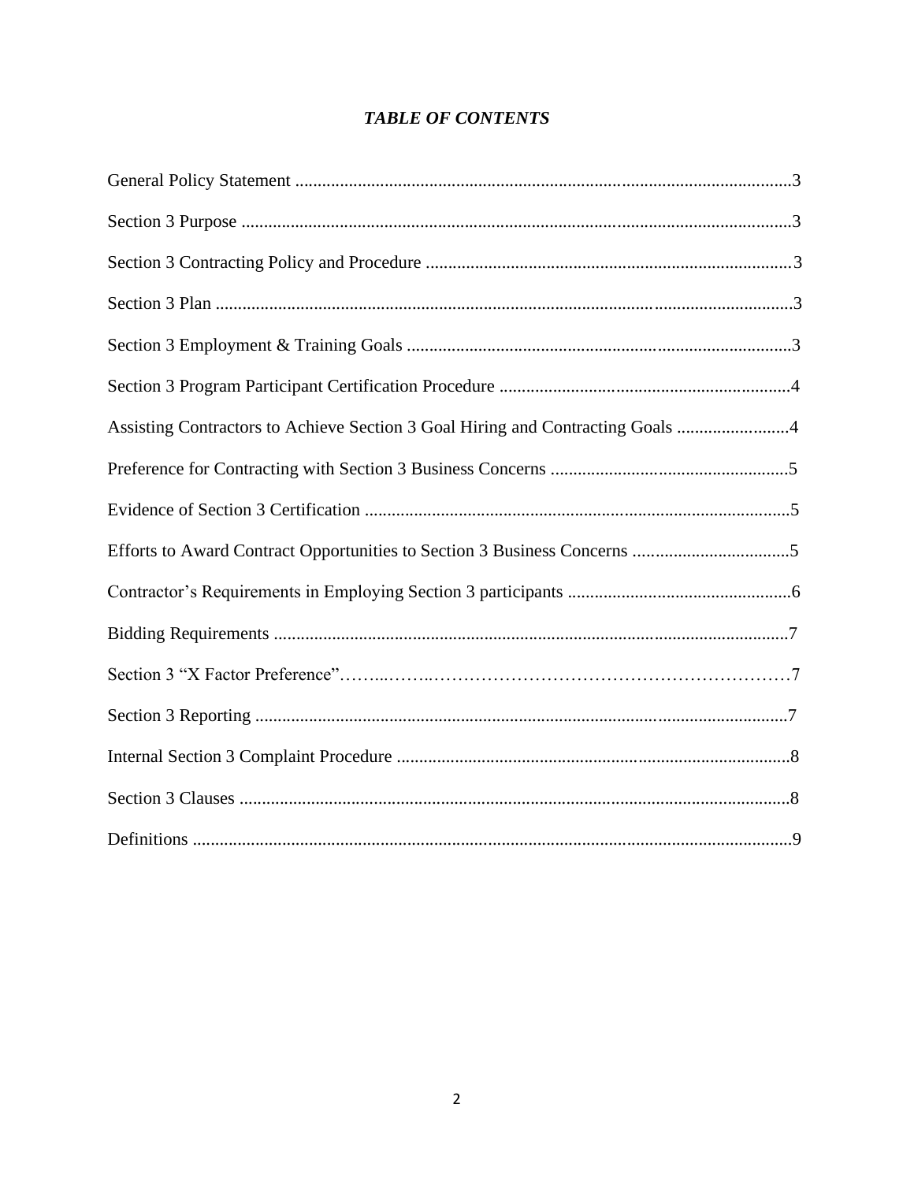## *TABLE OF CONTENTS*

General Policy Statement ..............................................................................................................3

Section 3 Purpose ..........................................................................................................................3

Section 3 Contracting Policy and Procedure .................................................................................3

Section 3 Plan ................................................................................................................................3

Section 3 Employment & Training Goals .....................................................................................3

Section 3 Program Participant Certification Procedure ................................................................4

Assisting Contractors to Achieve Section 3 Goal Hiring and Contracting Goals .........................4

Preference for Contracting with Section 3 Business Concerns .....................................................5

Evidence of Section 3 Certification ..............................................................................................5

Efforts to Award Contract Opportunities to Section 3 Business Concerns ...................................5

Contractor's Requirements in Employing Section 3 participants .................................................6

Bidding Requirements ..................................................................................................................7

Section 3 "X Factor Preference"……..……..………………………………………………………7

Section 3 Reporting ......................................................................................................................7

Internal Section 3 Complaint Procedure .......................................................................................8

Section 3 Clauses ..........................................................................................................................8

Definitions ....................................................................................................................................9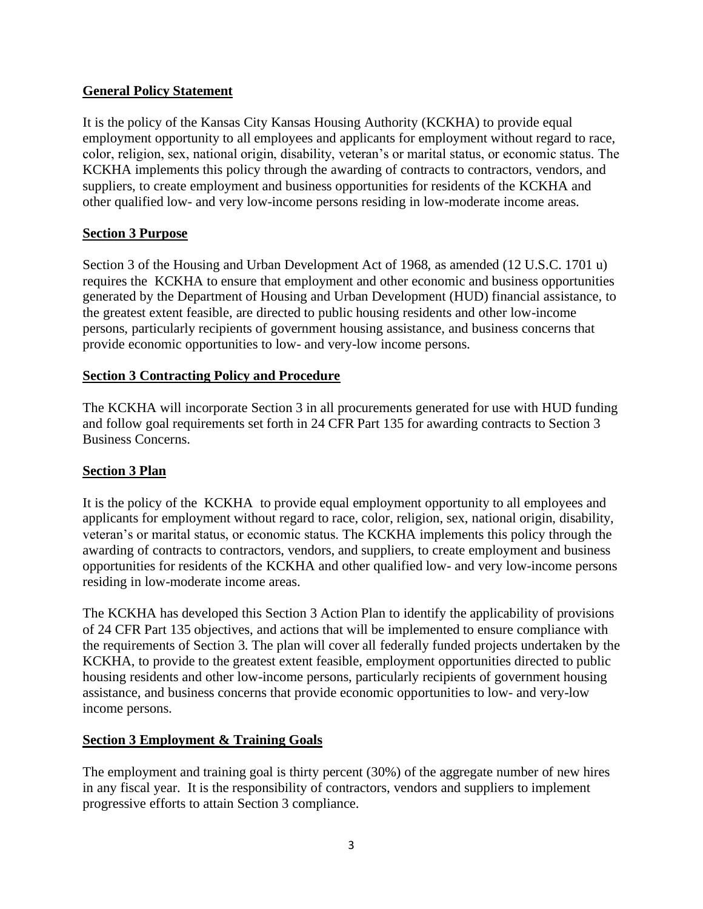**General Policy Statement**

It is the policy of the Kansas City Kansas Housing Authority (KCKHA) to provide equal employment opportunity to all employees and applicants for employment without regard to race, color, religion, sex, national origin, disability, veteran's or marital status, or economic status. The KCKHA implements this policy through the awarding of contracts to contractors, vendors, and suppliers, to create employment and business opportunities for residents of the KCKHA and other qualified low- and very low-income persons residing in low-moderate income areas.

**Section 3 Purpose**

Section 3 of the Housing and Urban Development Act of 1968, as amended (12 U.S.C. 1701 u) requires the KCKHA to ensure that employment and other economic and business opportunities generated by the Department of Housing and Urban Development (HUD) financial assistance, to the greatest extent feasible, are directed to public housing residents and other low-income persons, particularly recipients of government housing assistance, and business concerns that provide economic opportunities to low- and very-low income persons.

**Section 3 Contracting Policy and Procedure**

The KCKHA will incorporate Section 3 in all procurements generated for use with HUD funding and follow goal requirements set forth in 24 CFR Part 135 for awarding contracts to Section 3 Business Concerns.

**Section 3 Plan**

It is the policy of the KCKHA to provide equal employment opportunity to all employees and applicants for employment without regard to race, color, religion, sex, national origin, disability, veteran's or marital status, or economic status. The KCKHA implements this policy through the awarding of contracts to contractors, vendors, and suppliers, to create employment and business opportunities for residents of the KCKHA and other qualified low- and very low-income persons residing in low-moderate income areas.

The KCKHA has developed this Section 3 Action Plan to identify the applicability of provisions of 24 CFR Part 135 objectives, and actions that will be implemented to ensure compliance with the requirements of Section 3. The plan will cover all federally funded projects undertaken by the KCKHA, to provide to the greatest extent feasible, employment opportunities directed to public housing residents and other low-income persons, particularly recipients of government housing assistance, and business concerns that provide economic opportunities to low- and very-low income persons.

**Section 3 Employment & Training Goals**

The employment and training goal is thirty percent (30%) of the aggregate number of new hires in any fiscal year. It is the responsibility of contractors, vendors and suppliers to implement progressive efforts to attain Section 3 compliance.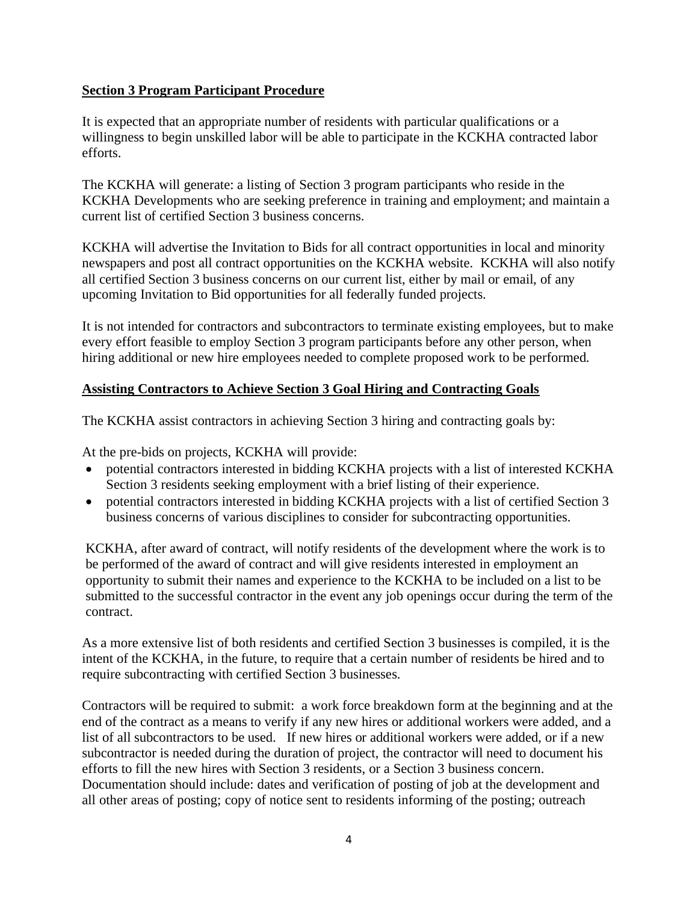**Section 3 Program Participant Procedure**

It is expected that an appropriate number of residents with particular qualifications or a willingness to begin unskilled labor will be able to participate in the KCKHA contracted labor efforts.

The KCKHA will generate: a listing of Section 3 program participants who reside in the KCKHA Developments who are seeking preference in training and employment; and maintain a current list of certified Section 3 business concerns.

KCKHA will advertise the Invitation to Bids for all contract opportunities in local and minority newspapers and post all contract opportunities on the KCKHA website. KCKHA will also notify all certified Section 3 business concerns on our current list, either by mail or email, of any upcoming Invitation to Bid opportunities for all federally funded projects.

It is not intended for contractors and subcontractors to terminate existing employees, but to make every effort feasible to employ Section 3 program participants before any other person, when hiring additional or new hire employees needed to complete proposed work to be performed.

**Assisting Contractors to Achieve Section 3 Goal Hiring and Contracting Goals**

The KCKHA assist contractors in achieving Section 3 hiring and contracting goals by:

At the pre-bids on projects, KCKHA will provide:

- potential contractors interested in bidding KCKHA projects with a list of interested KCKHA Section 3 residents seeking employment with a brief listing of their experience.
- potential contractors interested in bidding KCKHA projects with a list of certified Section 3 business concerns of various disciplines to consider for subcontracting opportunities.

KCKHA, after award of contract, will notify residents of the development where the work is to be performed of the award of contract and will give residents interested in employment an opportunity to submit their names and experience to the KCKHA to be included on a list to be submitted to the successful contractor in the event any job openings occur during the term of the contract.

As a more extensive list of both residents and certified Section 3 businesses is compiled, it is the intent of the KCKHA, in the future, to require that a certain number of residents be hired and to require subcontracting with certified Section 3 businesses.

Contractors will be required to submit: a work force breakdown form at the beginning and at the end of the contract as a means to verify if any new hires or additional workers were added, and a list of all subcontractors to be used. If new hires or additional workers were added, or if a new subcontractor is needed during the duration of project, the contractor will need to document his efforts to fill the new hires with Section 3 residents, or a Section 3 business concern. Documentation should include: dates and verification of posting of job at the development and all other areas of posting; copy of notice sent to residents informing of the posting; outreach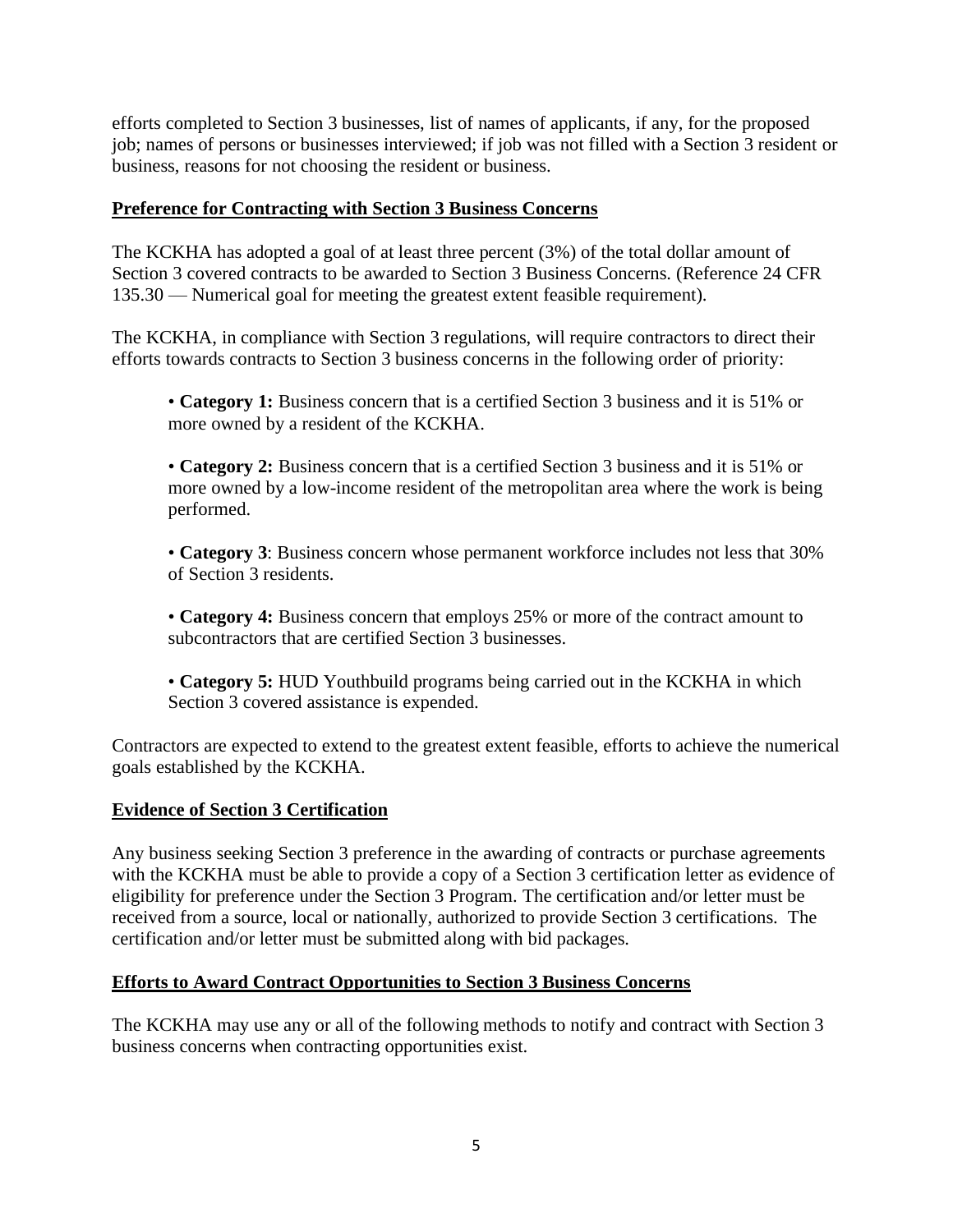efforts completed to Section 3 businesses, list of names of applicants, if any, for the proposed job; names of persons or businesses interviewed; if job was not filled with a Section 3 resident or business, reasons for not choosing the resident or business.

## Preference for Contracting with Section 3 Business Concerns

The KCKHA has adopted a goal of at least three percent (3%) of the total dollar amount of Section 3 covered contracts to be awarded to Section 3 Business Concerns. (Reference 24 CFR 135.30 — Numerical goal for meeting the greatest extent feasible requirement).

The KCKHA, in compliance with Section 3 regulations, will require contractors to direct their efforts towards contracts to Section 3 business concerns in the following order of priority:

- **Category 1:** Business concern that is a certified Section 3 business and it is 51% or more owned by a resident of the KCKHA.
- **Category 2:** Business concern that is a certified Section 3 business and it is 51% or more owned by a low-income resident of the metropolitan area where the work is being performed.
- **Category 3**: Business concern whose permanent workforce includes not less that 30% of Section 3 residents.
- **Category 4:** Business concern that employs 25% or more of the contract amount to subcontractors that are certified Section 3 businesses.
- **Category 5:** HUD Youthbuild programs being carried out in the KCKHA in which Section 3 covered assistance is expended.

Contractors are expected to extend to the greatest extent feasible, efforts to achieve the numerical goals established by the KCKHA.

## Evidence of Section 3 Certification

Any business seeking Section 3 preference in the awarding of contracts or purchase agreements with the KCKHA must be able to provide a copy of a Section 3 certification letter as evidence of eligibility for preference under the Section 3 Program. The certification and/or letter must be received from a source, local or nationally, authorized to provide Section 3 certifications. The certification and/or letter must be submitted along with bid packages.

## Efforts to Award Contract Opportunities to Section 3 Business Concerns

The KCKHA may use any or all of the following methods to notify and contract with Section 3 business concerns when contracting opportunities exist.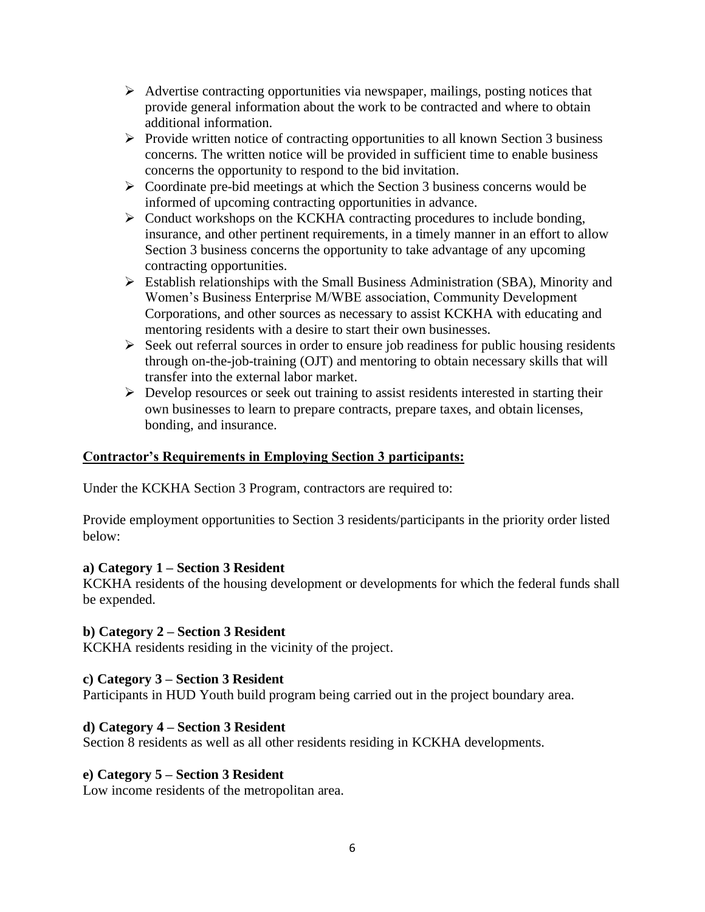- Advertise contracting opportunities via newspaper, mailings, posting notices that provide general information about the work to be contracted and where to obtain additional information.
- Provide written notice of contracting opportunities to all known Section 3 business concerns. The written notice will be provided in sufficient time to enable business concerns the opportunity to respond to the bid invitation.
- Coordinate pre-bid meetings at which the Section 3 business concerns would be informed of upcoming contracting opportunities in advance.
- Conduct workshops on the KCKHA contracting procedures to include bonding, insurance, and other pertinent requirements, in a timely manner in an effort to allow Section 3 business concerns the opportunity to take advantage of any upcoming contracting opportunities.
- Establish relationships with the Small Business Administration (SBA), Minority and Women's Business Enterprise M/WBE association, Community Development Corporations, and other sources as necessary to assist KCKHA with educating and mentoring residents with a desire to start their own businesses.
- Seek out referral sources in order to ensure job readiness for public housing residents through on-the-job-training (OJT) and mentoring to obtain necessary skills that will transfer into the external labor market.
- Develop resources or seek out training to assist residents interested in starting their own businesses to learn to prepare contracts, prepare taxes, and obtain licenses, bonding, and insurance.

**<u>Contractor's Requirements in Employing Section 3 participants:</u>**

Under the KCKHA Section 3 Program, contractors are required to:

Provide employment opportunities to Section 3 residents/participants in the priority order listed below:

**a) Category 1 – Section 3 Resident**
KCKHA residents of the housing development or developments for which the federal funds shall be expended.

**b) Category 2 – Section 3 Resident**
KCKHA residents residing in the vicinity of the project.

**c) Category 3 – Section 3 Resident**
Participants in HUD Youth build program being carried out in the project boundary area.

**d) Category 4 – Section 3 Resident**
Section 8 residents as well as all other residents residing in KCKHA developments.

**e) Category 5 – Section 3 Resident**
Low income residents of the metropolitan area.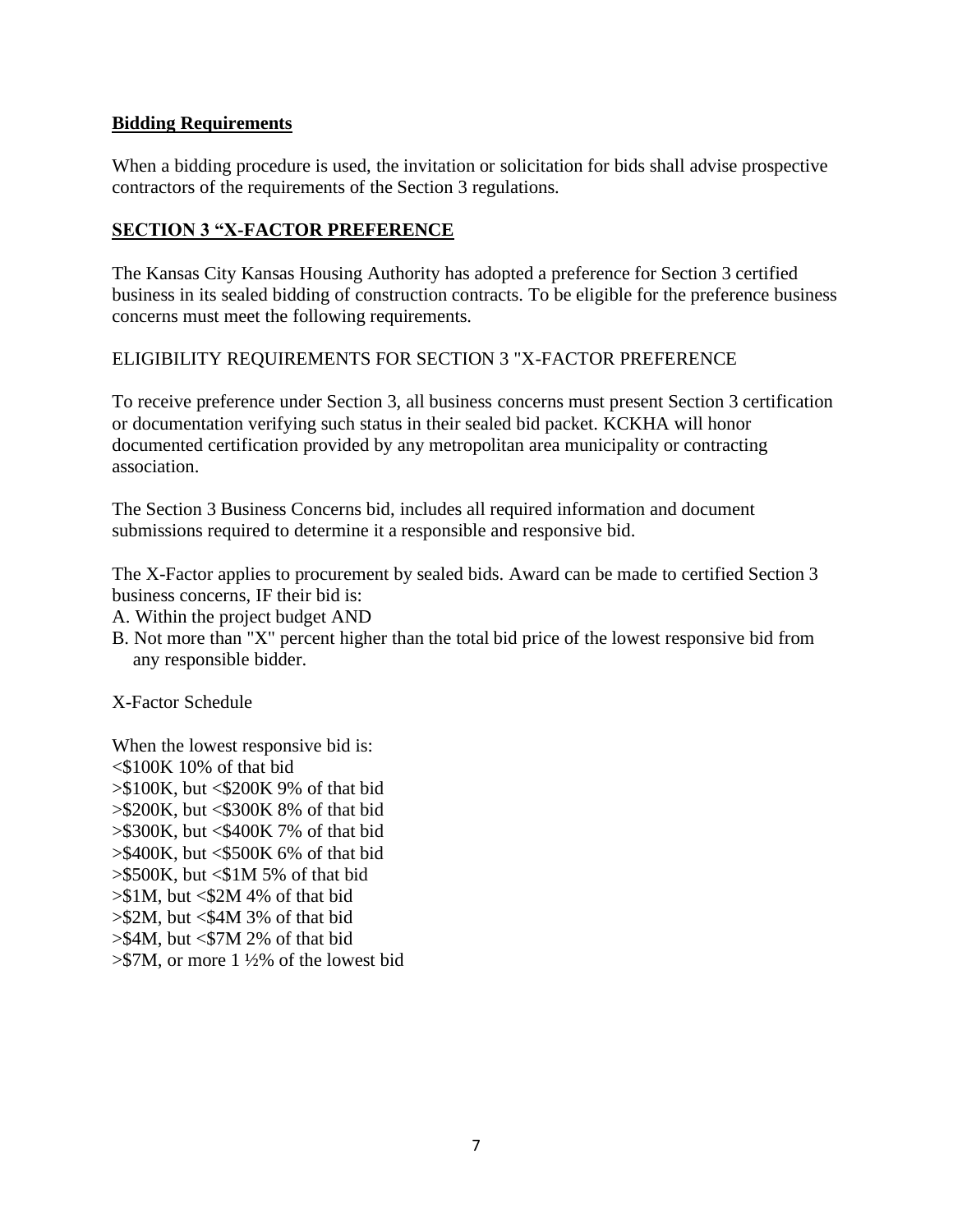## Bidding Requirements

When a bidding procedure is used, the invitation or solicitation for bids shall advise prospective contractors of the requirements of the Section 3 regulations.

## SECTION 3 "X-FACTOR PREFERENCE

The Kansas City Kansas Housing Authority has adopted a preference for Section 3 certified business in its sealed bidding of construction contracts. To be eligible for the preference business concerns must meet the following requirements.

ELIGIBILITY REQUIREMENTS FOR SECTION 3 "X-FACTOR PREFERENCE

To receive preference under Section 3, all business concerns must present Section 3 certification or documentation verifying such status in their sealed bid packet. KCKHA will honor documented certification provided by any metropolitan area municipality or contracting association.

The Section 3 Business Concerns bid, includes all required information and document submissions required to determine it a responsible and responsive bid.

The X-Factor applies to procurement by sealed bids. Award can be made to certified Section 3 business concerns, IF their bid is:

A. Within the project budget AND
B. Not more than "X" percent higher than the total bid price of the lowest responsive bid from any responsible bidder.

X-Factor Schedule

When the lowest responsive bid is:
<$100K 10% of that bid
>$100K, but <$200K 9% of that bid
>$200K, but <$300K 8% of that bid
>$300K, but <$400K 7% of that bid
>$400K, but <$500K 6% of that bid
>$500K, but <$1M 5% of that bid
>$1M, but <$2M 4% of that bid
>$2M, but <$4M 3% of that bid
>$4M, but <$7M 2% of that bid
>$7M, or more 1 ½% of the lowest bid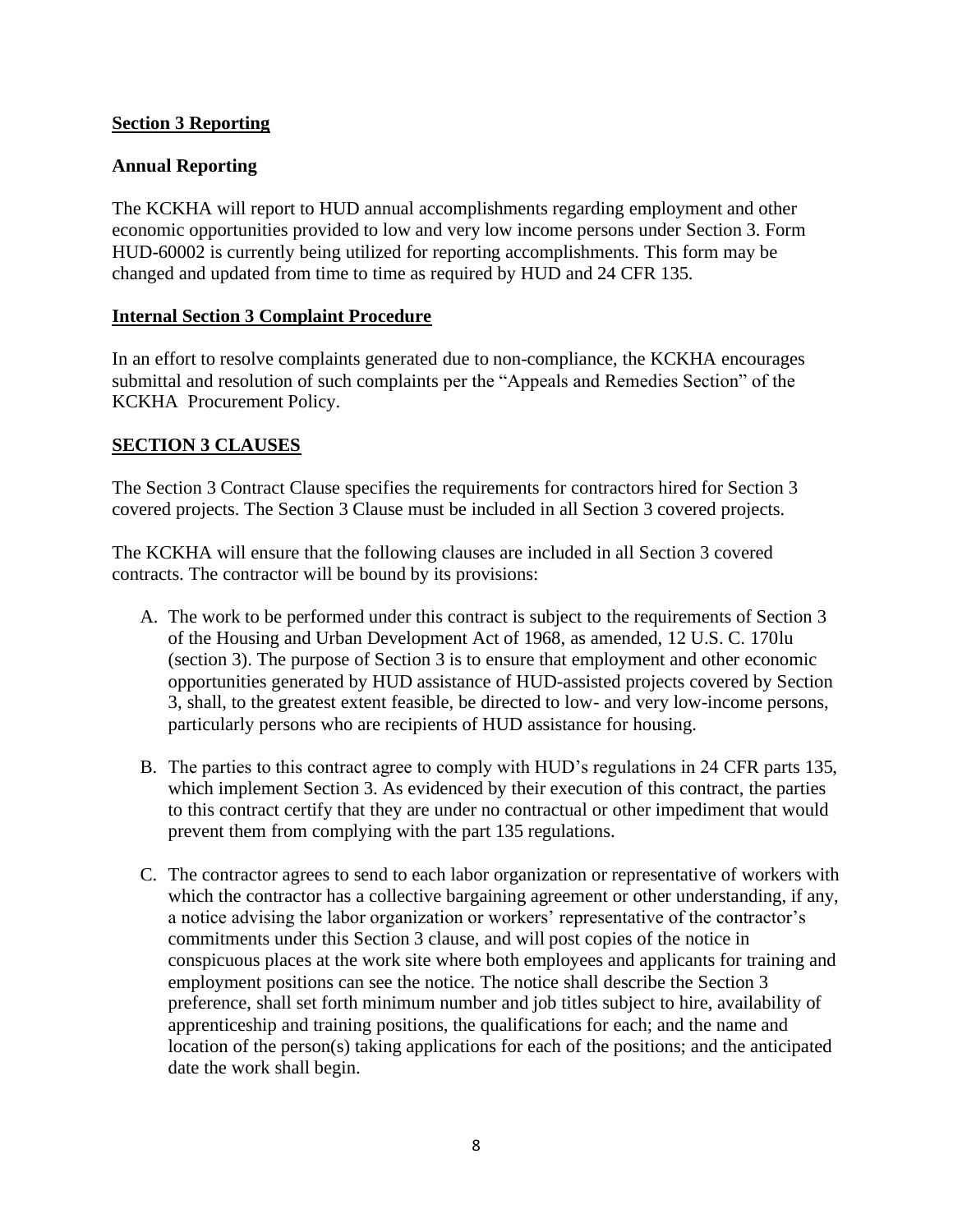**Section 3 Reporting**

**Annual Reporting**

The KCKHA will report to HUD annual accomplishments regarding employment and other economic opportunities provided to low and very low income persons under Section 3. Form HUD-60002 is currently being utilized for reporting accomplishments. This form may be changed and updated from time to time as required by HUD and 24 CFR 135.

**Internal Section 3 Complaint Procedure**

In an effort to resolve complaints generated due to non-compliance, the KCKHA encourages submittal and resolution of such complaints per the "Appeals and Remedies Section" of the KCKHA Procurement Policy.

**SECTION 3 CLAUSES**

The Section 3 Contract Clause specifies the requirements for contractors hired for Section 3 covered projects. The Section 3 Clause must be included in all Section 3 covered projects.

The KCKHA will ensure that the following clauses are included in all Section 3 covered contracts. The contractor will be bound by its provisions:

A. The work to be performed under this contract is subject to the requirements of Section 3 of the Housing and Urban Development Act of 1968, as amended, 12 U.S. C. 170lu (section 3). The purpose of Section 3 is to ensure that employment and other economic opportunities generated by HUD assistance of HUD-assisted projects covered by Section 3, shall, to the greatest extent feasible, be directed to low- and very low-income persons, particularly persons who are recipients of HUD assistance for housing.

B. The parties to this contract agree to comply with HUD's regulations in 24 CFR parts 135, which implement Section 3. As evidenced by their execution of this contract, the parties to this contract certify that they are under no contractual or other impediment that would prevent them from complying with the part 135 regulations.

C. The contractor agrees to send to each labor organization or representative of workers with which the contractor has a collective bargaining agreement or other understanding, if any, a notice advising the labor organization or workers' representative of the contractor's commitments under this Section 3 clause, and will post copies of the notice in conspicuous places at the work site where both employees and applicants for training and employment positions can see the notice. The notice shall describe the Section 3 preference, shall set forth minimum number and job titles subject to hire, availability of apprenticeship and training positions, the qualifications for each; and the name and location of the person(s) taking applications for each of the positions; and the anticipated date the work shall begin.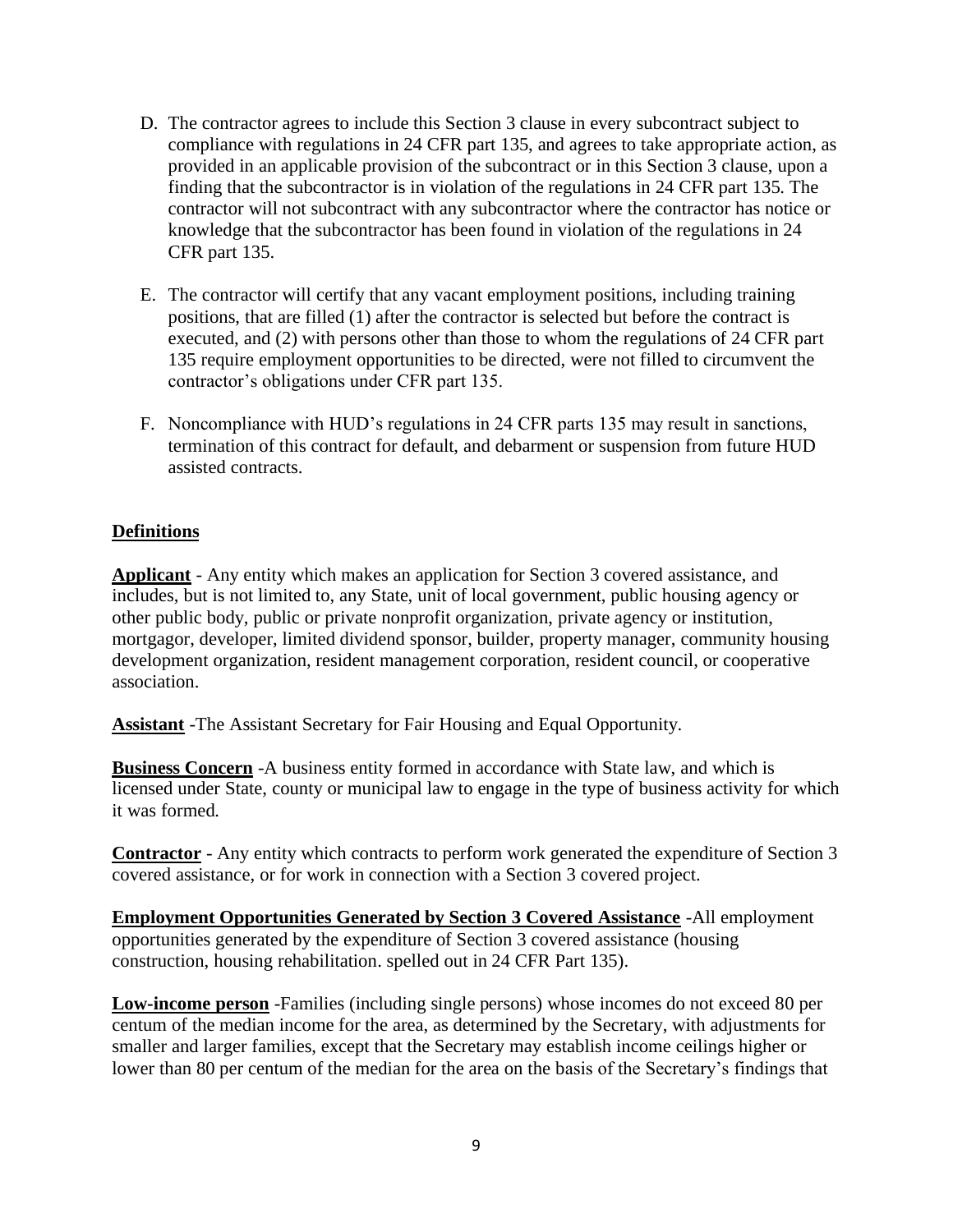D. The contractor agrees to include this Section 3 clause in every subcontract subject to compliance with regulations in 24 CFR part 135, and agrees to take appropriate action, as provided in an applicable provision of the subcontract or in this Section 3 clause, upon a finding that the subcontractor is in violation of the regulations in 24 CFR part 135. The contractor will not subcontract with any subcontractor where the contractor has notice or knowledge that the subcontractor has been found in violation of the regulations in 24 CFR part 135.

E. The contractor will certify that any vacant employment positions, including training positions, that are filled (1) after the contractor is selected but before the contract is executed, and (2) with persons other than those to whom the regulations of 24 CFR part 135 require employment opportunities to be directed, were not filled to circumvent the contractor's obligations under CFR part 135.

F. Noncompliance with HUD's regulations in 24 CFR parts 135 may result in sanctions, termination of this contract for default, and debarment or suspension from future HUD assisted contracts.

**Definitions**

**Applicant** - Any entity which makes an application for Section 3 covered assistance, and includes, but is not limited to, any State, unit of local government, public housing agency or other public body, public or private nonprofit organization, private agency or institution, mortgagor, developer, limited dividend sponsor, builder, property manager, community housing development organization, resident management corporation, resident council, or cooperative association.

**Assistant** -The Assistant Secretary for Fair Housing and Equal Opportunity.

**Business Concern** -A business entity formed in accordance with State law, and which is licensed under State, county or municipal law to engage in the type of business activity for which it was formed.

**Contractor** - Any entity which contracts to perform work generated the expenditure of Section 3 covered assistance, or for work in connection with a Section 3 covered project.

**Employment Opportunities Generated by Section 3 Covered Assistance** -All employment opportunities generated by the expenditure of Section 3 covered assistance (housing construction, housing rehabilitation. spelled out in 24 CFR Part 135).

**Low-income person** -Families (including single persons) whose incomes do not exceed 80 per centum of the median income for the area, as determined by the Secretary, with adjustments for smaller and larger families, except that the Secretary may establish income ceilings higher or lower than 80 per centum of the median for the area on the basis of the Secretary's findings that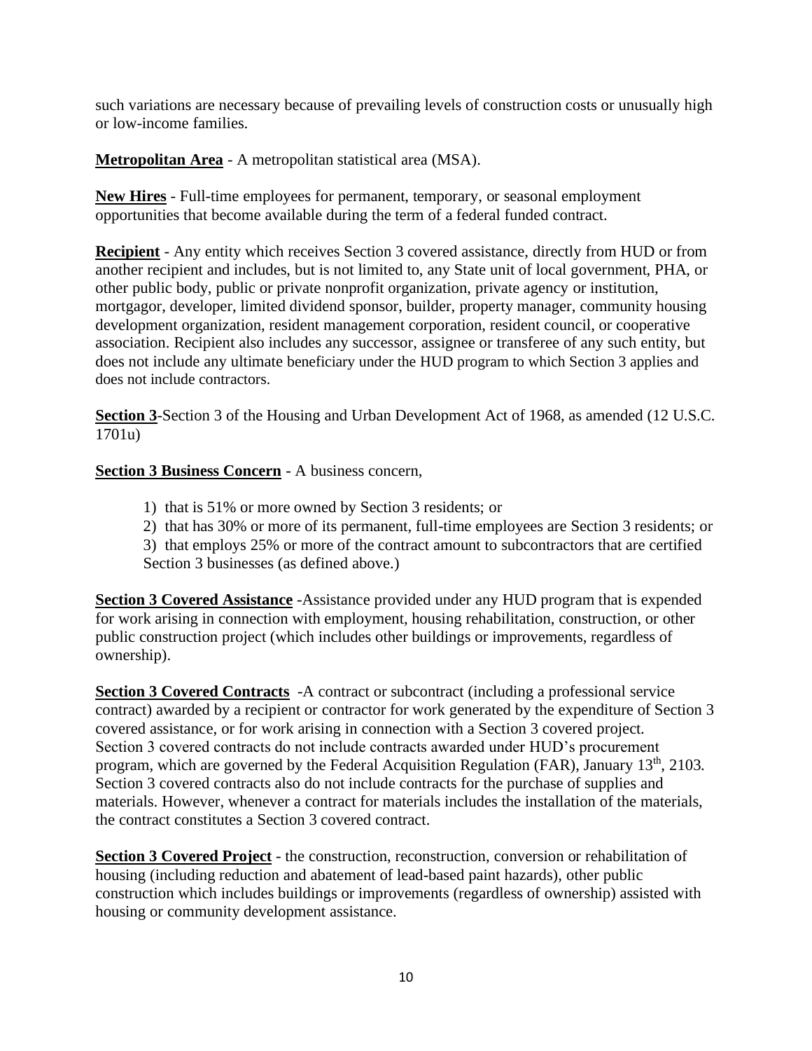such variations are necessary because of prevailing levels of construction costs or unusually high or low-income families.

**Metropolitan Area** - A metropolitan statistical area (MSA).

**New Hires** - Full-time employees for permanent, temporary, or seasonal employment opportunities that become available during the term of a federal funded contract.

**Recipient** - Any entity which receives Section 3 covered assistance, directly from HUD or from another recipient and includes, but is not limited to, any State unit of local government, PHA, or other public body, public or private nonprofit organization, private agency or institution, mortgagor, developer, limited dividend sponsor, builder, property manager, community housing development organization, resident management corporation, resident council, or cooperative association. Recipient also includes any successor, assignee or transferee of any such entity, but does not include any ultimate beneficiary under the HUD program to which Section 3 applies and does not include contractors.

**Section 3**-Section 3 of the Housing and Urban Development Act of 1968, as amended (12 U.S.C. 1701u)

**Section 3 Business Concern** - A business concern,

1) that is 51% or more owned by Section 3 residents; or
2) that has 30% or more of its permanent, full-time employees are Section 3 residents; or
3) that employs 25% or more of the contract amount to subcontractors that are certified Section 3 businesses (as defined above.)

**Section 3 Covered Assistance** -Assistance provided under any HUD program that is expended for work arising in connection with employment, housing rehabilitation, construction, or other public construction project (which includes other buildings or improvements, regardless of ownership).

**Section 3 Covered Contracts** -A contract or subcontract (including a professional service contract) awarded by a recipient or contractor for work generated by the expenditure of Section 3 covered assistance, or for work arising in connection with a Section 3 covered project. Section 3 covered contracts do not include contracts awarded under HUD's procurement program, which are governed by the Federal Acquisition Regulation (FAR), January 13th, 2103. Section 3 covered contracts also do not include contracts for the purchase of supplies and materials. However, whenever a contract for materials includes the installation of the materials, the contract constitutes a Section 3 covered contract.

**Section 3 Covered Project** - the construction, reconstruction, conversion or rehabilitation of housing (including reduction and abatement of lead-based paint hazards), other public construction which includes buildings or improvements (regardless of ownership) assisted with housing or community development assistance.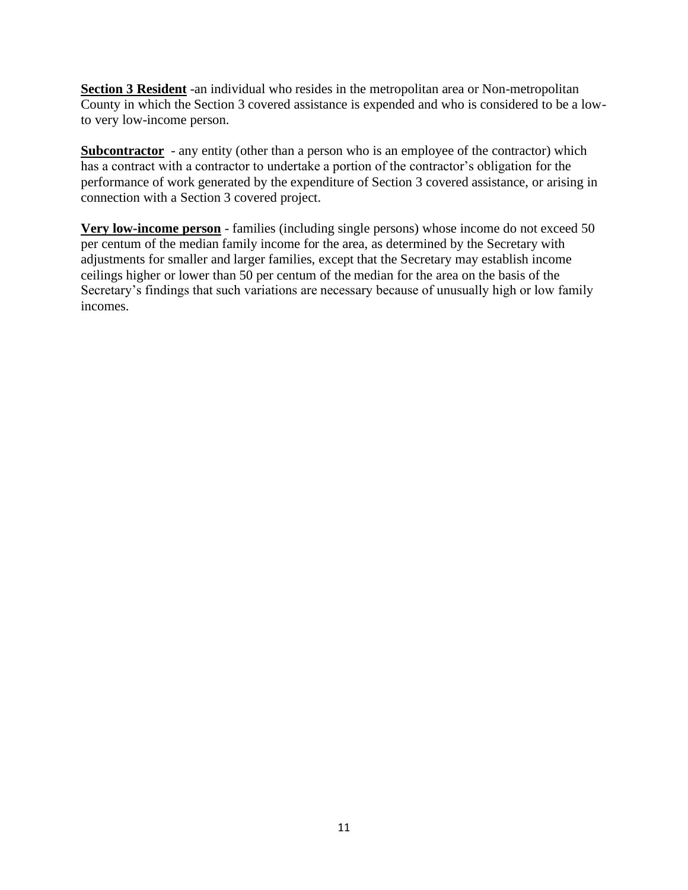**Section 3 Resident** -an individual who resides in the metropolitan area or Non-metropolitan County in which the Section 3 covered assistance is expended and who is considered to be a low- to very low-income person.

**Subcontractor** - any entity (other than a person who is an employee of the contractor) which has a contract with a contractor to undertake a portion of the contractor's obligation for the performance of work generated by the expenditure of Section 3 covered assistance, or arising in connection with a Section 3 covered project.

**Very low-income person** - families (including single persons) whose income do not exceed 50 per centum of the median family income for the area, as determined by the Secretary with adjustments for smaller and larger families, except that the Secretary may establish income ceilings higher or lower than 50 per centum of the median for the area on the basis of the Secretary's findings that such variations are necessary because of unusually high or low family incomes.